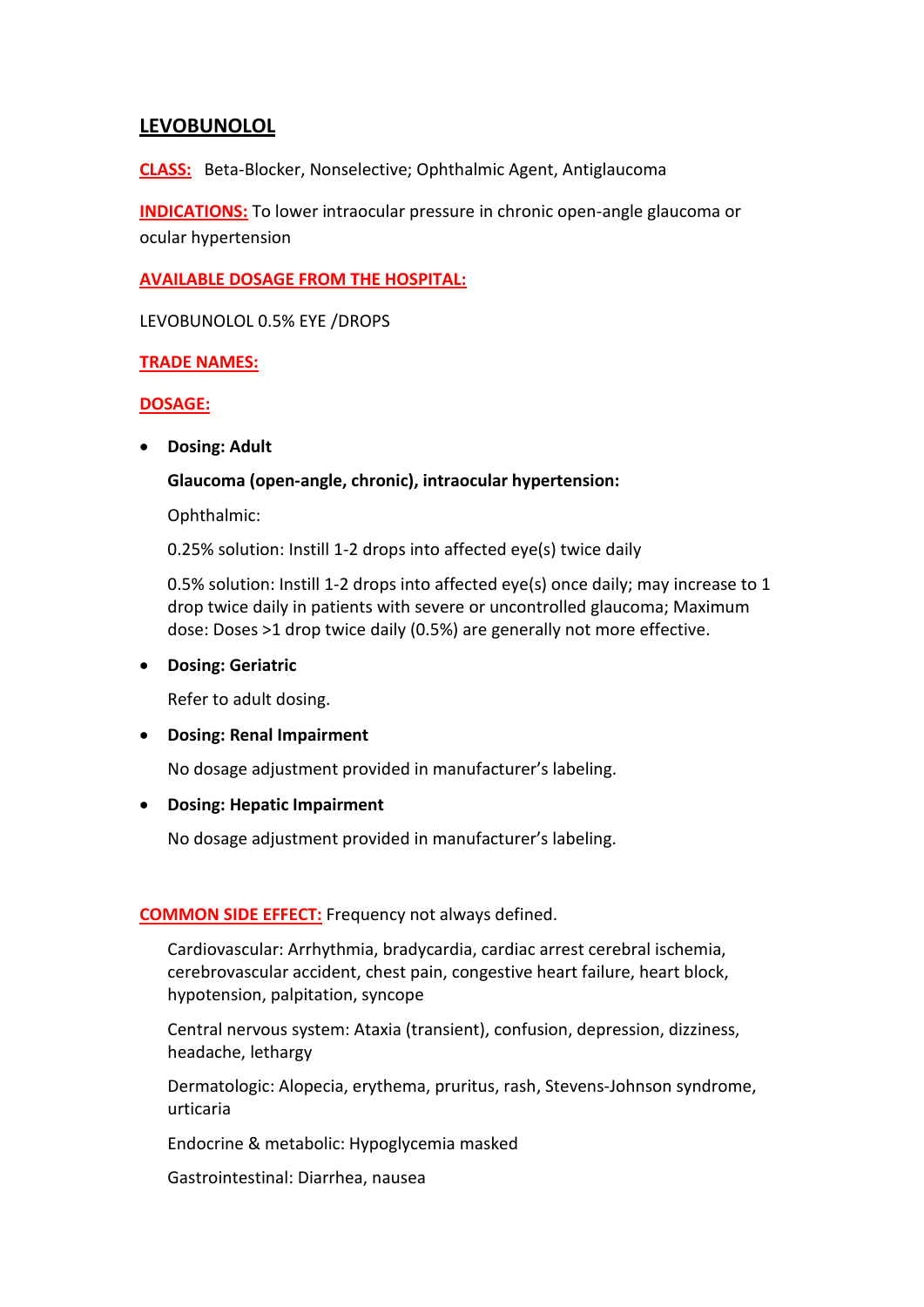# LEVOBUNOLOL

**CLASS:** Beta-Blocker, Nonselective; Ophthalmic Agent, Antiglaucoma

**INDICATIONS:** To lower intraocular pressure in chronic open-angle glaucoma or ocular hypertension

**AVAILABLE DOSAGE FROM THE HOSPITAL:**

LEVOBUNOLOL 0.5% EYE /DROPS

**TRADE NAMES:**

**DOSAGE:**

- **Dosing: Adult**

  **Glaucoma (open-angle, chronic), intraocular hypertension:**

  Ophthalmic:

  0.25% solution: Instill 1-2 drops into affected eye(s) twice daily

  0.5% solution: Instill 1-2 drops into affected eye(s) once daily; may increase to 1 drop twice daily in patients with severe or uncontrolled glaucoma; Maximum dose: Doses >1 drop twice daily (0.5%) are generally not more effective.

- **Dosing: Geriatric**

  Refer to adult dosing.

- **Dosing: Renal Impairment**

  No dosage adjustment provided in manufacturer's labeling.

- **Dosing: Hepatic Impairment**

  No dosage adjustment provided in manufacturer's labeling.

**COMMON SIDE EFFECT:** Frequency not always defined.

Cardiovascular: Arrhythmia, bradycardia, cardiac arrest cerebral ischemia, cerebrovascular accident, chest pain, congestive heart failure, heart block, hypotension, palpitation, syncope

Central nervous system: Ataxia (transient), confusion, depression, dizziness, headache, lethargy

Dermatologic: Alopecia, erythema, pruritus, rash, Stevens-Johnson syndrome, urticaria

Endocrine & metabolic: Hypoglycemia masked

Gastrointestinal: Diarrhea, nausea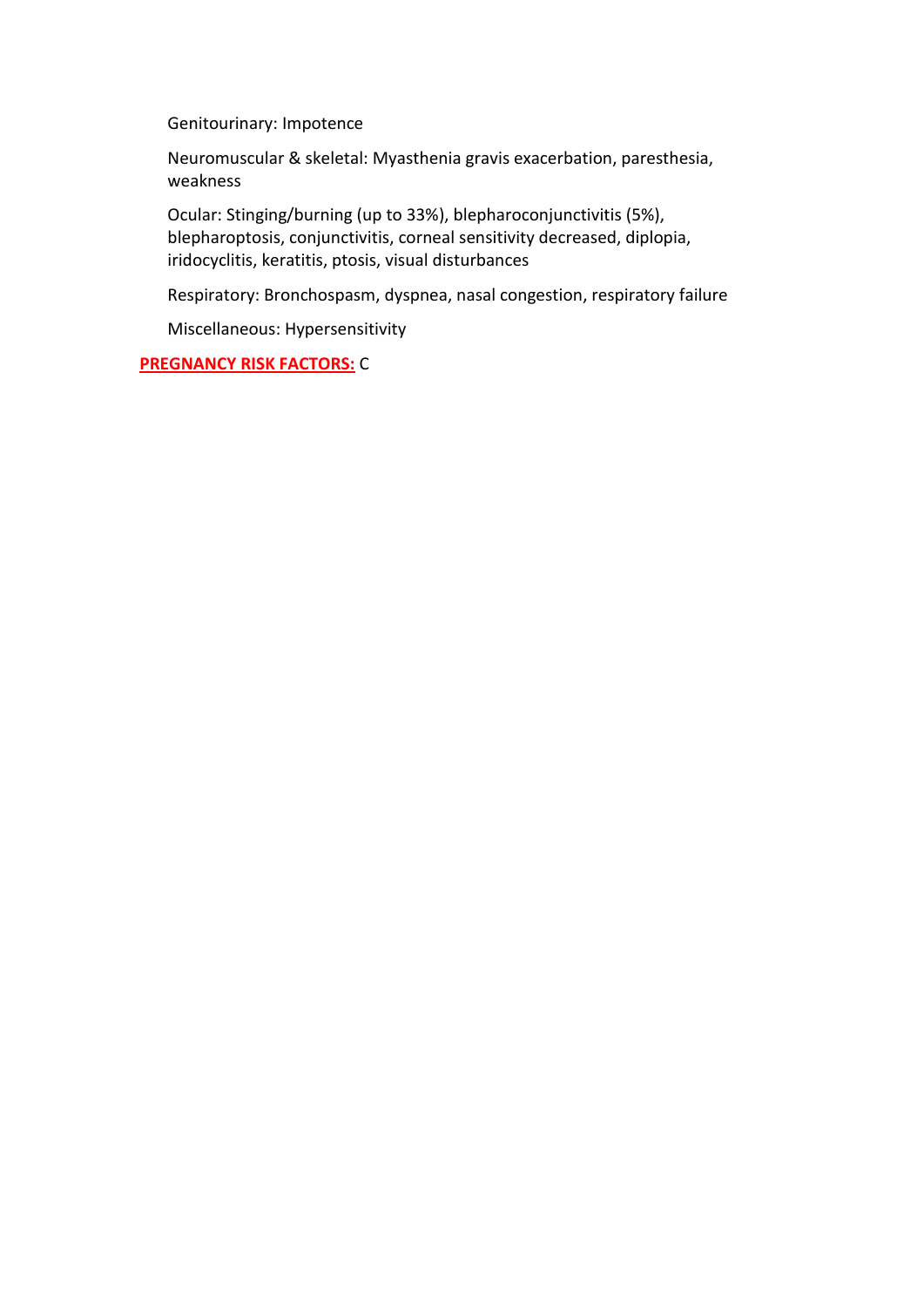Genitourinary: Impotence

Neuromuscular & skeletal: Myasthenia gravis exacerbation, paresthesia, weakness

Ocular: Stinging/burning (up to 33%), blepharoconjunctivitis (5%), blepharoptosis, conjunctivitis, corneal sensitivity decreased, diplopia, iridocyclitis, keratitis, ptosis, visual disturbances

Respiratory: Bronchospasm, dyspnea, nasal congestion, respiratory failure

Miscellaneous: Hypersensitivity

**PREGNANCY RISK FACTORS:** C